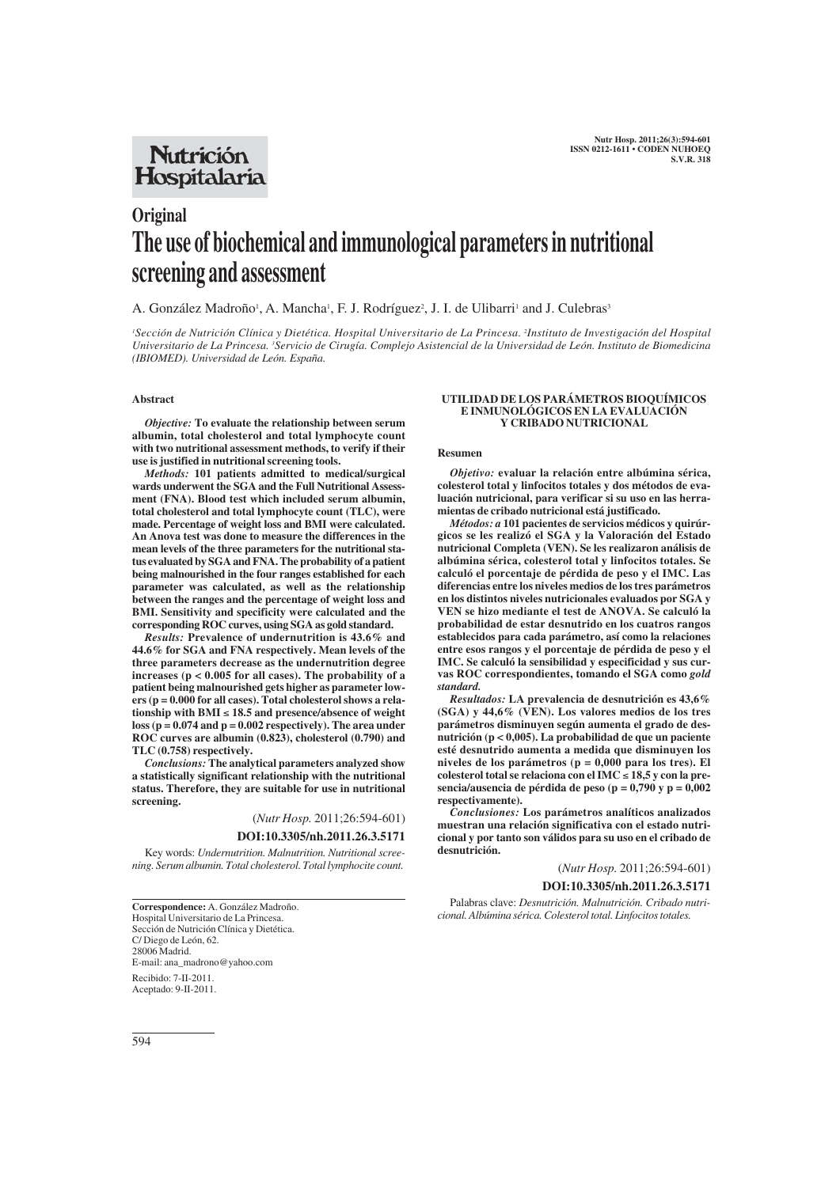Original

# The use of biochemical and immunological parameters in nutritional screening and assessment

A. González Madroño[1], A. Mancha[1], F. J. Rodríguez[2], J. I. de Ulibarri[1] and J. Culebras[3]

[1]Sección de Nutrición Clínica y Dietética. Hospital Universitario de La Princesa. [2]Instituto de Investigación del Hospital Universitario de La Princesa. [3]Servicio de Cirugía. Complejo Asistencial de la Universidad de León. Instituto de Biomedicina (IBIOMED). Universidad de León. España.

## Abstract

*Objective:* **To evaluate the relationship between serum albumin, total cholesterol and total lymphocyte count with two nutritional assessment methods, to verify if their use is justified in nutritional screening tools.**

*Methods:* **101 patients admitted to medical/surgical wards underwent the SGA and the Full Nutritional Assessment (FNA). Blood test which included serum albumin, total cholesterol and total lymphocyte count (TLC), were made. Percentage of weight loss and BMI were calculated. An Anova test was done to measure the differences in the mean levels of the three parameters for the nutritional status evaluated by SGA and FNA. The probability of a patient being malnourished in the four ranges established for each parameter was calculated, as well as the relationship between the ranges and the percentage of weight loss and BMI. Sensitivity and specificity were calculated and the corresponding ROC curves, using SGA as gold standard.**

*Results:* **Prevalence of undernutrition is 43.6% and 44.6% for SGA and FNA respectively. Mean levels of the three parameters decrease as the undernutrition degree increases ($p < 0.005$ for all cases). The probability of a patient being malnourished gets higher as parameter lowers ($p = 0.000$ for all cases). Total cholesterol shows a relationship with BMI ≤ 18.5 and presence/absence of weight loss ($p = 0.074$ and $p = 0.002$ respectively). The area under ROC curves are albumin (0.823), cholesterol (0.790) and TLC (0.758) respectively.**

*Conclusions:* **The analytical parameters analyzed show a statistically significant relationship with the nutritional status. Therefore, they are suitable for use in nutritional screening.**

(*Nutr Hosp.* 2011;26:594-601)

**DOI:10.3305/nh.2011.26.3.5171**

Key words: *Undernutrition. Malnutrition. Nutritional screening. Serum albumin. Total cholesterol. Total lymphocite count.*

**Correspondence:** A. González Madroño.
Hospital Universitario de La Princesa.
Sección de Nutrición Clínica y Dietética.
C/ Diego de León, 62.
28006 Madrid.
E-mail: ana_madrono@yahoo.com

Recibido: 7-II-2011.
Aceptado: 9-II-2011.

## UTILIDAD DE LOS PARÁMETROS BIOQUÍMICOS E INMUNOLÓGICOS EN LA EVALUACIÓN Y CRIBADO NUTRICIONAL

### Resumen

*Objetivo:* **evaluar la relación entre albúmina sérica, colesterol total y linfocitos totales y dos métodos de evaluación nutricional, para verificar si su uso en las herramientas de cribado nutricional está justificado.**

*Métodos:* **a 101 pacientes de servicios médicos y quirúrgicos se les realizó el SGA y la Valoración del Estado nutricional Completa (VEN). Se les realizaron análisis de albúmina sérica, colesterol total y linfocitos totales. Se calculó el porcentaje de pérdida de peso y el IMC. Las diferencias entre los niveles medios de los tres parámetros en los distintos niveles nutricionales evaluados por SGA y VEN se hizo mediante el test de ANOVA. Se calculó la probabilidad de estar desnutrido en los cuatros rangos establecidos para cada parámetro, así como la relaciones entre esos rangos y el porcentaje de pérdida de peso y el IMC. Se calculó la sensibilidad y especificidad y sus curvas ROC correspondientes, tomando el SGA como *gold standard.***

*Resultados:* **LA prevalencia de desnutrición es 43,6% (SGA) y 44,6% (VEN). Los valores medios de los tres parámetros disminuyen según aumenta el grado de desnutrición ($p < 0{,}005$). La probabilidad de que un paciente esté desnutrido aumenta a medida que disminuyen los niveles de los parámetros ($p = 0{,}000$ para los tres). El colesterol total se relaciona con el IMC ≤ 18,5 y con la presencia/ausencia de pérdida de peso ($p = 0{,}790$ y $p = 0{,}002$ respectivamente).**

*Conclusiones:* **Los parámetros analíticos analizados muestran una relación significativa con el estado nutricional y por tanto son válidos para su uso en el cribado de desnutrición.**

(*Nutr Hosp.* 2011;26:594-601)

**DOI:10.3305/nh.2011.26.3.5171**

Palabras clave: *Desnutrición. Malnutrición. Cribado nutricional. Albúmina sérica. Colesterol. Linfocitos totales.*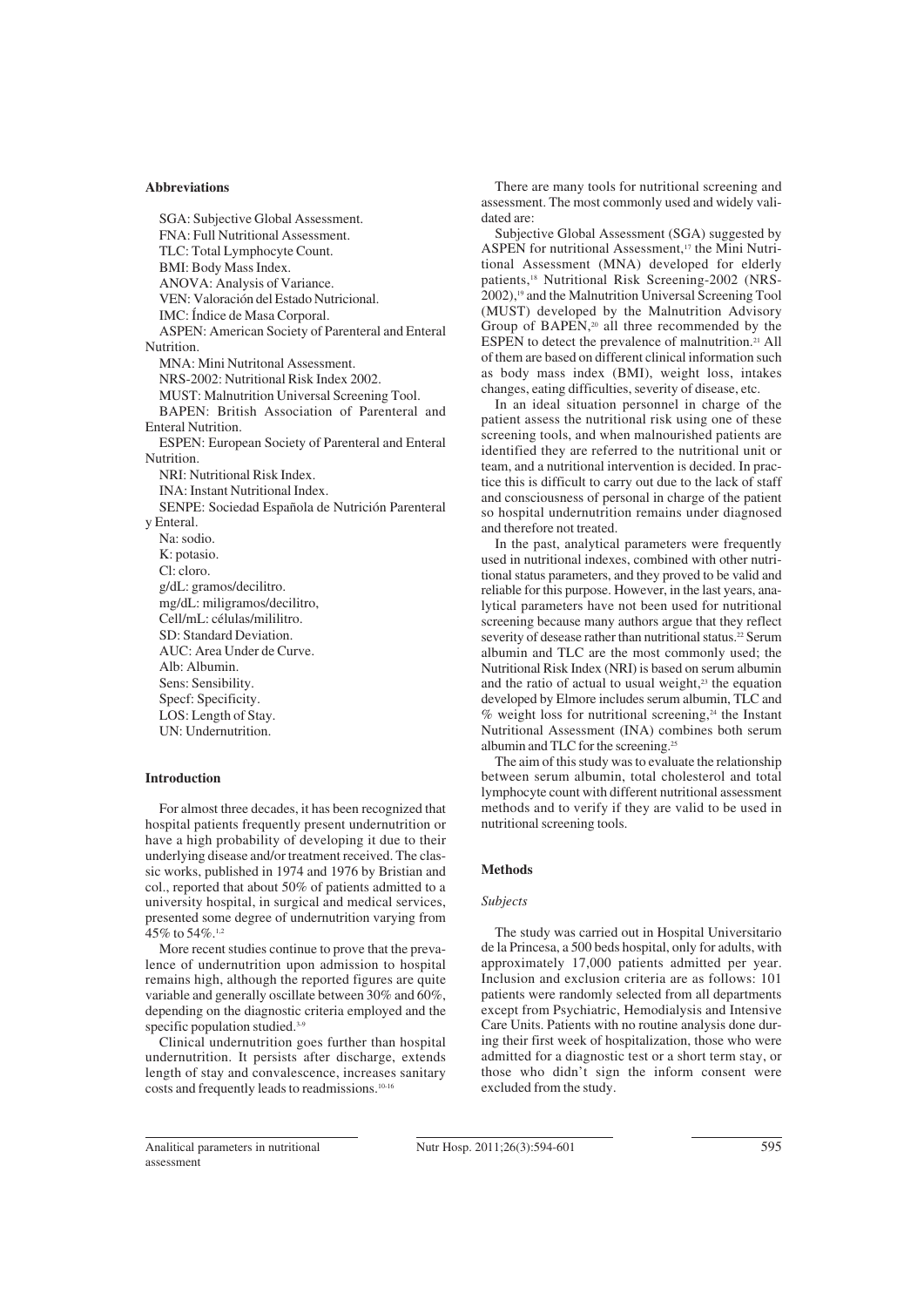## Abbreviations

SGA: Subjective Global Assessment.
FNA: Full Nutritional Assessment.
TLC: Total Lymphocyte Count.
BMI: Body Mass Index.
ANOVA: Analysis of Variance.
VEN: Valoración del Estado Nutricional.
IMC: Índice de Masa Corporal.
ASPEN: American Society of Parenteral and Enteral Nutrition.
MNA: Mini Nutritonal Assessment.
NRS-2002: Nutritional Risk Index 2002.
MUST: Malnutrition Universal Screening Tool.
BAPEN: British Association of Parenteral and Enteral Nutrition.
ESPEN: European Society of Parenteral and Enteral Nutrition.
NRI: Nutritional Risk Index.
INA: Instant Nutritional Index.
SENPE: Sociedad Española de Nutrición Parenteral y Enteral.
Na: sodio.
K: potasio.
Cl: cloro.
g/dL: gramos/decilitro.
mg/dL: miligramos/decilitro,
Cell/mL: células/mililitro.
SD: Standard Deviation.
AUC: Area Under de Curve.
Alb: Albumin.
Sens: Sensibility.
Specf: Specificity.
LOS: Length of Stay.
UN: Undernutrition.

## Introduction

For almost three decades, it has been recognized that hospital patients frequently present undernutrition or have a high probability of developing it due to their underlying disease and/or treatment received. The classic works, published in 1974 and 1976 by Bristian and col., reported that about 50% of patients admitted to a university hospital, in surgical and medical services, presented some degree of undernutrition varying from 45% to 54%.[1,2]

More recent studies continue to prove that the prevalence of undernutrition upon admission to hospital remains high, although the reported figures are quite variable and generally oscillate between 30% and 60%, depending on the diagnostic criteria employed and the specific population studied.[3-9]

Clinical undernutrition goes further than hospital undernutrition. It persists after discharge, extends length of stay and convalescence, increases sanitary costs and frequently leads to readmissions.[10-16]

There are many tools for nutritional screening and assessment. The most commonly used and widely validated are:

Subjective Global Assessment (SGA) suggested by ASPEN for nutritional Assessment,[17] the Mini Nutritional Assessment (MNA) developed for elderly patients,[18] Nutritional Risk Screening-2002 (NRS-2002),[19] and the Malnutrition Universal Screening Tool (MUST) developed by the Malnutrition Advisory Group of BAPEN,[20] all three recommended by the ESPEN to detect the prevalence of malnutrition.[21] All of them are based on different clinical information such as body mass index (BMI), weight loss, intakes changes, eating difficulties, severity of disease, etc.

In an ideal situation personnel in charge of the patient assess the nutritional risk using one of these screening tools, and when malnourished patients are identified they are referred to the nutritional unit or team, and a nutritional intervention is decided. In practice this is difficult to carry out due to the lack of staff and consciousness of personal in charge of the patient so hospital undernutrition remains under diagnosed and therefore not treated.

In the past, analytical parameters were frequently used in nutritional indexes, combined with other nutritional status parameters, and they proved to be valid and reliable for this purpose. However, in the last years, analytical parameters have not been used for nutritional screening because many authors argue that they reflect severity of desease rather than nutritional status.[22] Serum albumin and TLC are the most commonly used; the Nutritional Risk Index (NRI) is based on serum albumin and the ratio of actual to usual weight,[23] the equation developed by Elmore includes serum albumin, TLC and % weight loss for nutritional screening,[24] the Instant Nutritional Assessment (INA) combines both serum albumin and TLC for the screening.[25]

The aim of this study was to evaluate the relationship between serum albumin, total cholesterol and total lymphocyte count with different nutritional assessment methods and to verify if they are valid to be used in nutritional screening tools.

## Methods

### *Subjects*

The study was carried out in Hospital Universitario de la Princesa, a 500 beds hospital, only for adults, with approximately 17,000 patients admitted per year. Inclusion and exclusion criteria are as follows: 101 patients were randomly selected from all departments except from Psychiatric, Hemodialysis and Intensive Care Units. Patients with no routine analysis done during their first week of hospitalization, those who were admitted for a diagnostic test or a short term stay, or those who didn't sign the inform consent were excluded from the study.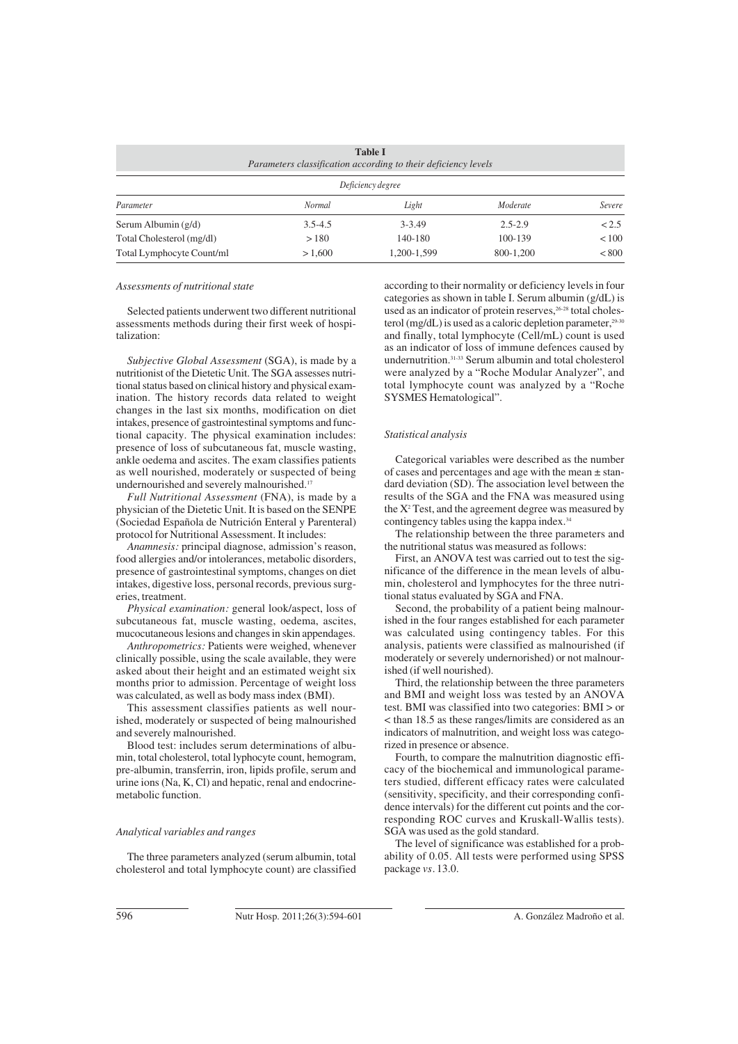**Table I**
*Parameters classification according to their deficiency levels*

| Parameter | Normal | Light | Moderate | Severe |
|---|---|---|---|---|
| | *Deficiency degree* | | | |
| Serum Albumin (g/d) | 3.5-4.5 | 3-3.49 | 2.5-2.9 | < 2.5 |
| Total Cholesterol (mg/dl) | > 180 | 140-180 | 100-139 | < 100 |
| Total Lymphocyte Count/ml | > 1,600 | 1,200-1,599 | 800-1,200 | < 800 |

### *Assessments of nutritional state*

Selected patients underwent two different nutritional assessments methods during their first week of hospitalization:

*Subjective Global Assessment* (SGA), is made by a nutritionist of the Dietetic Unit. The SGA assesses nutritional status based on clinical history and physical examination. The history records data related to weight changes in the last six months, modification on diet intakes, presence of gastrointestinal symptoms and functional capacity. The physical examination includes: presence of loss of subcutaneous fat, muscle wasting, ankle oedema and ascites. The exam classifies patients as well nourished, moderately or suspected of being undernourished and severely malnourished.[17]

*Full Nutritional Assessment* (FNA), is made by a physician of the Dietetic Unit. It is based on the SENPE (Sociedad Española de Nutrición Enteral y Parenteral) protocol for Nutritional Assessment. It includes:

*Anamnesis:* principal diagnose, admission's reason, food allergies and/or intolerances, metabolic disorders, presence of gastrointestinal symptoms, changes on diet intakes, digestive loss, personal records, previous surgeries, treatment.

*Physical examination:* general look/aspect, loss of subcutaneous fat, muscle wasting, oedema, ascites, mucocutaneous lesions and changes in skin appendages.

*Anthropometrics:* Patients were weighed, whenever clinically possible, using the scale available, they were asked about their height and an estimated weight six months prior to admission. Percentage of weight loss was calculated, as well as body mass index (BMI).

This assessment classifies patients as well nourished, moderately or suspected of being malnourished and severely malnourished.

Blood test: includes serum determinations of albumin, total cholesterol, total lyphocyte count, hemogram, pre-albumin, transferrin, iron, lipids profile, serum and urine ions (Na, K, Cl) and hepatic, renal and endocrine-metabolic function.

### *Analytical variables and ranges*

The three parameters analyzed (serum albumin, total cholesterol and total lymphocyte count) are classified according to their normality or deficiency levels in four categories as shown in table I. Serum albumin (g/dL) is used as an indicator of protein reserves,[26-28] total cholesterol (mg/dL) is used as a caloric depletion parameter,[29-30] and finally, total lymphocyte (Cell/mL) count is used as an indicator of loss of immune defences caused by undernutrition.[31-33] Serum albumin and total cholesterol were analyzed by a "Roche Modular Analyzer", and total lymphocyte count was analyzed by a "Roche SYSMES Hematological".

### *Statistical analysis*

Categorical variables were described as the number of cases and percentages and age with the mean ± standard deviation (SD). The association level between the results of the SGA and the FNA was measured using the $X^2$ Test, and the agreement degree was measured by contingency tables using the kappa index.[34]

The relationship between the three parameters and the nutritional status was measured as follows:

First, an ANOVA test was carried out to test the significance of the difference in the mean levels of albumin, cholesterol and lymphocytes for the three nutritional status evaluated by SGA and FNA.

Second, the probability of a patient being malnourished in the four ranges established for each parameter was calculated using contingency tables. For this analysis, patients were classified as malnourished (if moderately or severely undernorished) or not malnourished (if well nourished).

Third, the relationship between the three parameters and BMI and weight loss was tested by an ANOVA test. BMI was classified into two categories: BMI > or < than 18.5 as these ranges/limits are considered as an indicators of malnutrition, and weight loss was categorized in presence or absence.

Fourth, to compare the malnutrition diagnostic efficacy of the biochemical and immunological parameters studied, different efficacy rates were calculated (sensitivity, specificity, and their corresponding confidence intervals) for the different cut points and the corresponding ROC curves and Kruskall-Wallis tests). SGA was used as the gold standard.

The level of significance was established for a probability of 0.05. All tests were performed using SPSS package *vs*. 13.0.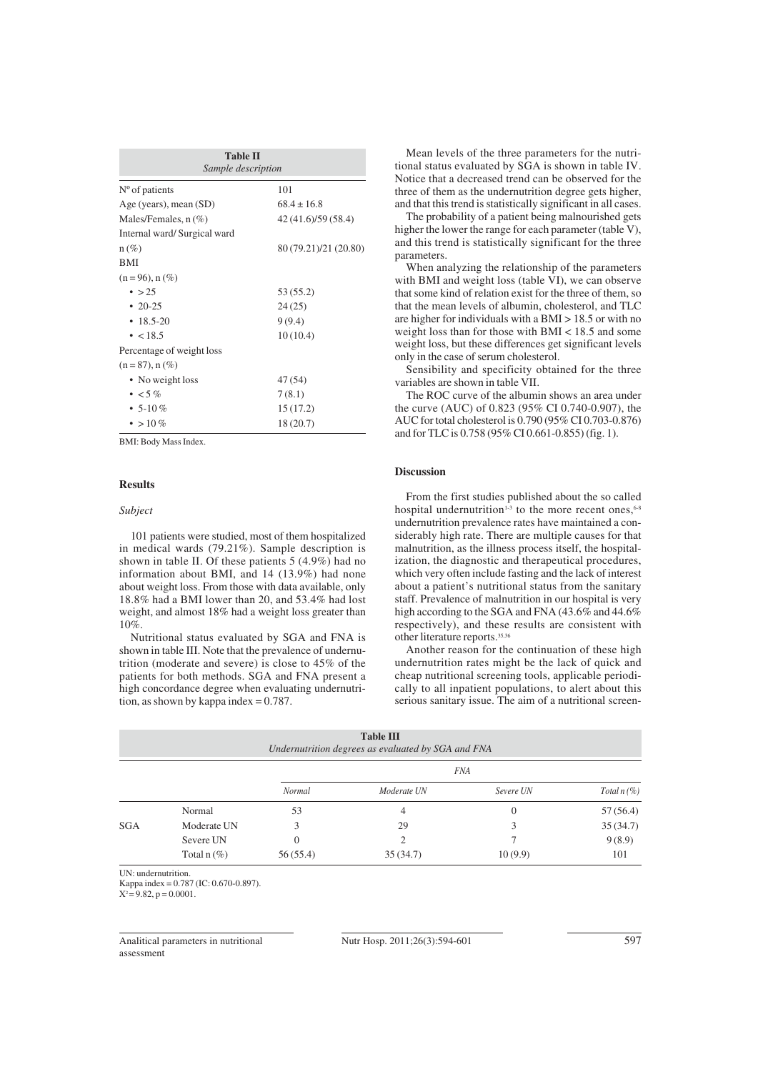**Table II**
*Sample description*

| | |
|---|---|
| Nº of patients | 101 |
| Age (years), mean (SD) | 68.4 ± 16.8 |
| Males/Females, n (%) | 42 (41.6)/59 (58.4) |
| Internal ward/ Surgical ward n (%) | 80 (79.21)/21 (20.80) |
| BMI (n = 96), n (%) | |
| • > 25 | 53 (55.2) |
| • 20-25 | 24 (25) |
| • 18.5-20 | 9 (9.4) |
| • < 18.5 | 10 (10.4) |
| Percentage of weight loss (n = 87), n (%) | |
| • No weight loss | 47 (54) |
| • < 5 % | 7 (8.1) |
| • 5-10 % | 15 (17.2) |
| • > 10 % | 18 (20.7) |

BMI: Body Mass Index.

## Results

### *Subject*

101 patients were studied, most of them hospitalized in medical wards (79.21%). Sample description is shown in table II. Of these patients 5 (4.9%) had no information about BMI, and 14 (13.9%) had none about weight loss. From those with data available, only 18.8% had a BMI lower than 20, and 53.4% had lost weight, and almost 18% had a weight loss greater than 10%.

Nutritional status evaluated by SGA and FNA is shown in table III. Note that the prevalence of undernutrition (moderate and severe) is close to 45% of the patients for both methods. SGA and FNA present a high concordance degree when evaluating undernutrition, as shown by kappa index = 0.787.

Mean levels of the three parameters for the nutritional status evaluated by SGA is shown in table IV. Notice that a decreased trend can be observed for the three of them as the undernutrition degree gets higher, and that this trend is statistically significant in all cases.

The probability of a patient being malnourished gets higher the lower the range for each parameter (table V), and this trend is statistically significant for the three parameters.

When analyzing the relationship of the parameters with BMI and weight loss (table VI), we can observe that some kind of relation exist for the three of them, so that the mean levels of albumin, cholesterol, and TLC are higher for individuals with a BMI > 18.5 or with no weight loss than for those with BMI < 18.5 and some weight loss, but these differences get significant levels only in the case of serum cholesterol.

Sensibility and specificity obtained for the three variables are shown in table VII.

The ROC curve of the albumin shows an area under the curve (AUC) of 0.823 (95% CI 0.740-0.907), the AUC for total cholesterol is 0.790 (95% CI 0.703-0.876) and for TLC is 0.758 (95% CI 0.661-0.855) (fig. 1).

## Discussion

From the first studies published about the so called hospital undernutrition[1-3] to the more recent ones,[6-8] undernutrition prevalence rates have maintained a considerably high rate. There are multiple causes for that malnutrition, as the illness process itself, the hospitalization, the diagnostic and therapeutical procedures, which very often include fasting and the lack of interest about a patient's nutritional status from the sanitary staff. Prevalence of malnutrition in our hospital is very high according to the SGA and FNA (43.6% and 44.6% respectively), and these results are consistent with other literature reports.[35,36]

Another reason for the continuation of these high undernutrition rates might be the lack of quick and cheap nutritional screening tools, applicable periodically to all inpatient populations, to alert about this serious sanitary issue. The aim of a nutritional screen-

**Table III**
*Undernutrition degrees as evaluated by SGA and FNA*

| | | FNA | | | |
|---|---|---|---|---|---|
| | | *Normal* | *Moderate UN* | *Severe UN* | *Total n (%)* |
| SGA | Normal | 53 | 4 | 0 | 57 (56.4) |
| | Moderate UN | 3 | 29 | 3 | 35 (34.7) |
| | Severe UN | 0 | 2 | 7 | 9 (8.9) |
| | Total n (%) | 56 (55.4) | 35 (34.7) | 10 (9.9) | 101 |

UN: undernutrition.
Kappa index = 0.787 (IC: 0.670-0.897).
$X^2 = 9.82$, $p = 0.0001$.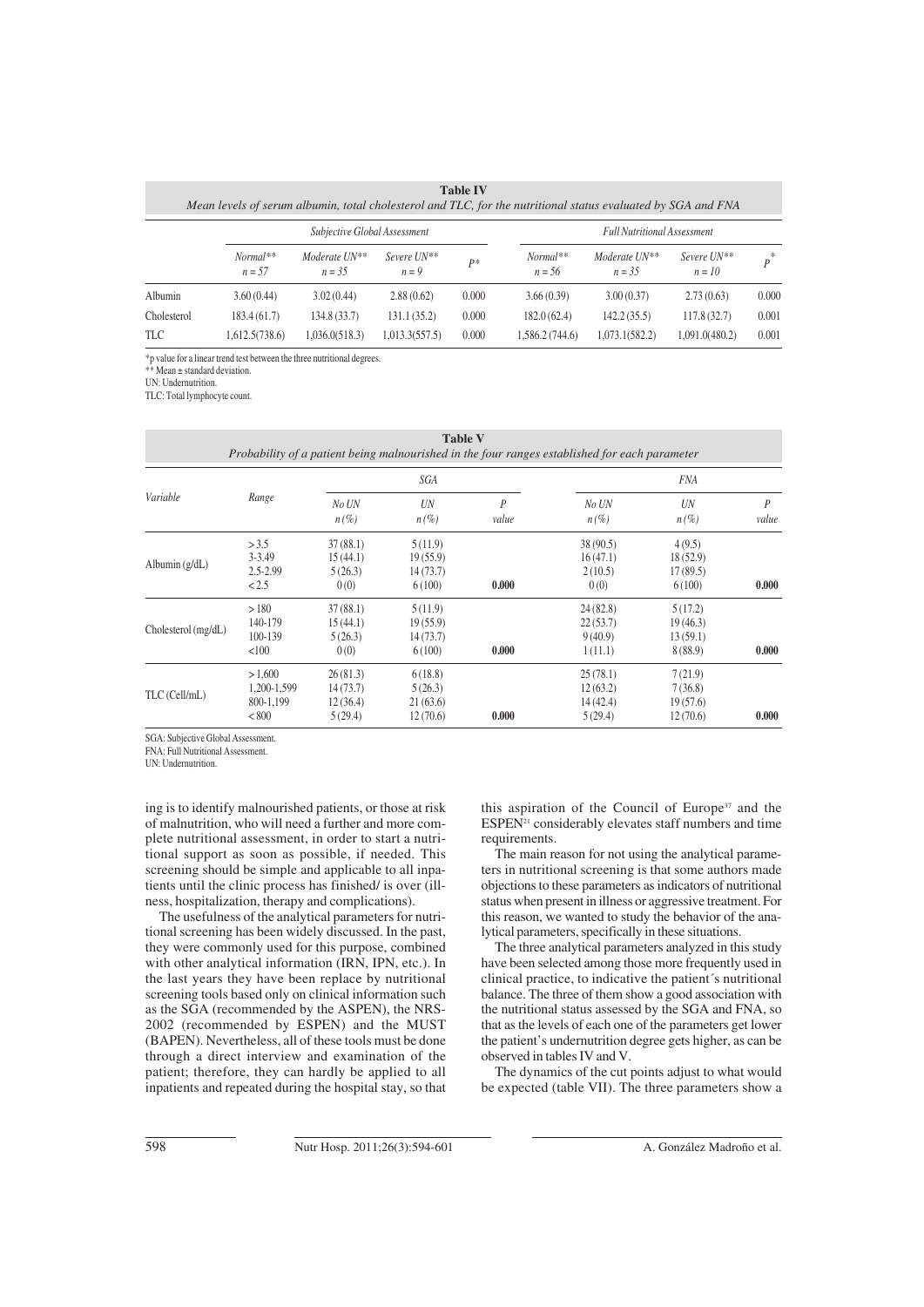**Table IV**
*Mean levels of serum albumin, total cholesterol and TLC, for the nutritional status evaluated by SGA and FNA*

| | Subjective Global Assessment | | | | Full Nutritional Assessment | | | |
|---|---|---|---|---|---|---|---|---|
| | Normal** n = 57 | Moderate UN** n = 35 | Severe UN** n = 9 | P* | Normal** n = 56 | Moderate UN** n = 35 | Severe UN** n = 10 | P* |
| Albumin | 3.60 (0.44) | 3.02 (0.44) | 2.88 (0.62) | 0.000 | 3.66 (0.39) | 3.00 (0.37) | 2.73 (0.63) | 0.000 |
| Cholesterol | 183.4 (61.7) | 134.8 (33.7) | 131.1 (35.2) | 0.000 | 182.0 (62.4) | 142.2 (35.5) | 117.8 (32.7) | 0.001 |
| TLC | 1,612.5(738.6) | 1,036.0(518.3) | 1,013.3(557.5) | 0.000 | 1,586.2 (744.6) | 1,073.1(582.2) | 1,091.0(480.2) | 0.001 |

*p value for a linear trend test between the three nutritional degrees.
** Mean ± standard deviation.
UN: Undernutrition.
TLC: Total lymphocyte count.

**Table V**
*Probability of a patient being malnourished in the four ranges established for each parameter*

| Variable | Range | SGA | | | FNA | | |
|---|---|---|---|---|---|---|---|
| | | No UN n (%) | UN n (%) | P value | No UN n (%) | UN n (%) | P value |
| Albumin (g/dL) | > 3.5 | 37 (88.1) | 5 (11.9) | | 38 (90.5) | 4 (9.5) | |
| | 3-3.49 | 15 (44.1) | 19 (55.9) | | 16 (47.1) | 18 (52.9) | |
| | 2.5-2.99 | 5 (26.3) | 14 (73.7) | | 2 (10.5) | 17 (89.5) | |
| | < 2.5 | 0 (0) | 6 (100) | **0.000** | 0 (0) | 6 (100) | **0.000** |
| Cholesterol (mg/dL) | > 180 | 37 (88.1) | 5 (11.9) | | 24 (82.8) | 5 (17.2) | |
| | 140-179 | 15 (44.1) | 19 (55.9) | | 22 (53.7) | 19 (46.3) | |
| | 100-139 | 5 (26.3) | 14 (73.7) | | 9 (40.9) | 13 (59.1) | |
| | <100 | 0 (0) | 6 (100) | **0.000** | 1 (11.1) | 8 (88.9) | **0.000** |
| TLC (Cell/mL) | > 1,600 | 26 (81.3) | 6 (18.8) | | 25 (78.1) | 7 (21.9) | |
| | 1,200-1,599 | 14 (73.7) | 5 (26.3) | | 12 (63.2) | 7 (36.8) | |
| | 800-1,199 | 12 (36.4) | 21 (63.6) | | 14 (42.4) | 19 (57.6) | |
| | < 800 | 5 (29.4) | 12 (70.6) | **0.000** | 5 (29.4) | 12 (70.6) | **0.000** |

SGA: Subjective Global Assessment.
FNA: Full Nutritional Assessment.
UN: Undernutrition.

ing is to identify malnourished patients, or those at risk of malnutrition, who will need a further and more complete nutritional assessment, in order to start a nutritional support as soon as possible, if needed. This screening should be simple and applicable to all inpatients until the clinic process has finished/ is over (illness, hospitalization, therapy and complications).

The usefulness of the analytical parameters for nutritional screening has been widely discussed. In the past, they were commonly used for this purpose, combined with other analytical information (IRN, IPN, etc.). In the last years they have been replace by nutritional screening tools based only on clinical information such as the SGA (recommended by the ASPEN), the NRS-2002 (recommended by ESPEN) and the MUST (BAPEN). Nevertheless, all of these tools must be done through a direct interview and examination of the patient; therefore, they can hardly be applied to all inpatients and repeated during the hospital stay, so that this aspiration of the Council of Europe[37] and the ESPEN[21] considerably elevates staff numbers and time requirements.

The main reason for not using the analytical parameters in nutritional screening is that some authors made objections to these parameters as indicators of nutritional status when present in illness or aggressive treatment. For this reason, we wanted to study the behavior of the analytical parameters, specifically in these situations.

The three analytical parameters analyzed in this study have been selected among those more frequently used in clinical practice, to indicative the patient´s nutritional balance. The three of them show a good association with the nutritional status assessed by the SGA and FNA, so that as the levels of each one of the parameters get lower the patient's undernutrition degree gets higher, as can be observed in tables IV and V.

The dynamics of the cut points adjust to what would be expected (table VII). The three parameters show a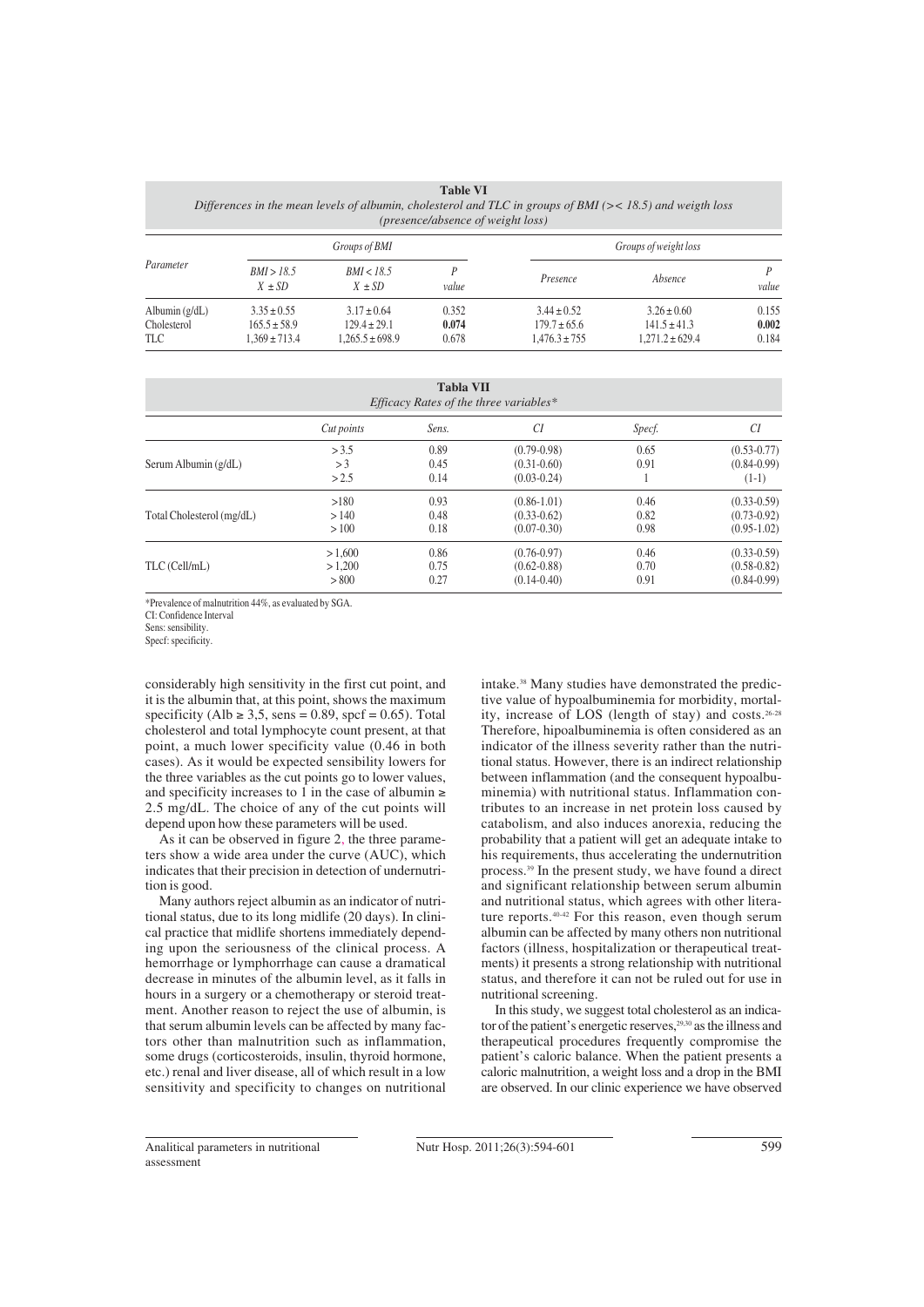**Table VI**
*Differences in the mean levels of albumin, cholesterol and TLC in groups of BMI (>< 18.5) and weigth loss (presence/absence of weight loss)*

| Parameter | Groups of BMI | | | Groups of weight loss | | |
|---|---|---|---|---|---|---|
| | BMI > 18.5 $X \pm SD$ | BMI < 18.5 $X \pm SD$ | P value | Presence | Absence | P value |
| Albumin (g/dL) | 3.35 ± 0.55 | 3.17 ± 0.64 | 0.352 | 3.44 ± 0.52 | 3.26 ± 0.60 | 0.155 |
| Cholesterol | 165.5 ± 58.9 | 129.4 ± 29.1 | **0.074** | 179.7 ± 65.6 | 141.5 ± 41.3 | **0.002** |
| TLC | 1,369 ± 713.4 | 1,265.5 ± 698.9 | 0.678 | 1,476.3 ± 755 | 1,271.2 ± 629.4 | 0.184 |

**Tabla VII**
*Efficacy Rates of the three variables**

| | Cut points | Sens. | CI | Specf. | CI |
|---|---|---|---|---|---|
| Serum Albumin (g/dL) | > 3.5 | 0.89 | (0.79-0.98) | 0.65 | (0.53-0.77) |
| | > 3 | 0.45 | (0.31-0.60) | 0.91 | (0.84-0.99) |
| | > 2.5 | 0.14 | (0.03-0.24) | 1 | (1-1) |
| Total Cholesterol (mg/dL) | >180 | 0.93 | (0.86-1.01) | 0.46 | (0.33-0.59) |
| | > 140 | 0.48 | (0.33-0.62) | 0.82 | (0.73-0.92) |
| | > 100 | 0.18 | (0.07-0.30) | 0.98 | (0.95-1.02) |
| TLC (Cell/mL) | > 1,600 | 0.86 | (0.76-0.97) | 0.46 | (0.33-0.59) |
| | > 1,200 | 0.75 | (0.62-0.88) | 0.70 | (0.58-0.82) |
| | > 800 | 0.27 | (0.14-0.40) | 0.91 | (0.84-0.99) |

*Prevalence of malnutrition 44%, as evaluated by SGA.
CI: Confidence Interval
Sens: sensibility.
Specf: specificity.

considerably high sensitivity in the first cut point, and it is the albumin that, at this point, shows the maximum specificity (Alb ≥ 3,5, sens = 0.89, spcf = 0.65). Total cholesterol and total lymphocyte count present, at that point, a much lower specificity value (0.46 in both cases). As it would be expected sensibility lowers for the three variables as the cut points go to lower values, and specificity increases to 1 in the case of albumin ≥ 2.5 mg/dL. The choice of any of the cut points will depend upon how these parameters will be used.

As it can be observed in figure 2, the three parameters show a wide area under the curve (AUC), which indicates that their precision in detection of undernutrition is good.

Many authors reject albumin as an indicator of nutritional status, due to its long midlife (20 days). In clinical practice that midlife shortens immediately depending upon the seriousness of the clinical process. A hemorrhage or lymphorrhage can cause a dramatical decrease in minutes of the albumin level, as it falls in hours in a surgery or a chemotherapy or steroid treatment. Another reason to reject the use of albumin, is that serum albumin levels can be affected by many factors other than malnutrition such as inflammation, some drugs (corticosteroids, insulin, thyroid hormone, etc.) renal and liver disease, all of which result in a low sensitivity and specificity to changes on nutritional intake.[38] Many studies have demonstrated the predictive value of hypoalbuminemia for morbidity, mortality, increase of LOS (length of stay) and costs.[26-28] Therefore, hipoalbuminemia is often considered as an indicator of the illness severity rather than the nutritional status. However, there is an indirect relationship between inflammation (and the consequent hypoalbuminemia) with nutritional status. Inflammation contributes to an increase in net protein loss caused by catabolism, and also induces anorexia, reducing the probability that a patient will get an adequate intake to his requirements, thus accelerating the undernutrition process.[39] In the present study, we have found a direct and significant relationship between serum albumin and nutritional status, which agrees with other literature reports.[40-42] For this reason, even though serum albumin can be affected by many others non nutritional factors (illness, hospitalization or therapeutical treatments) it presents a strong relationship with nutritional status, and therefore it can not be ruled out for use in nutritional screening.

In this study, we suggest total cholesterol as an indicator of the patient's energetic reserves,[29,30] as the illness and therapeutical procedures frequently compromise the patient's caloric balance. When the patient presents a caloric malnutrition, a weight loss and a drop in the BMI are observed. In our clinic experience we have observed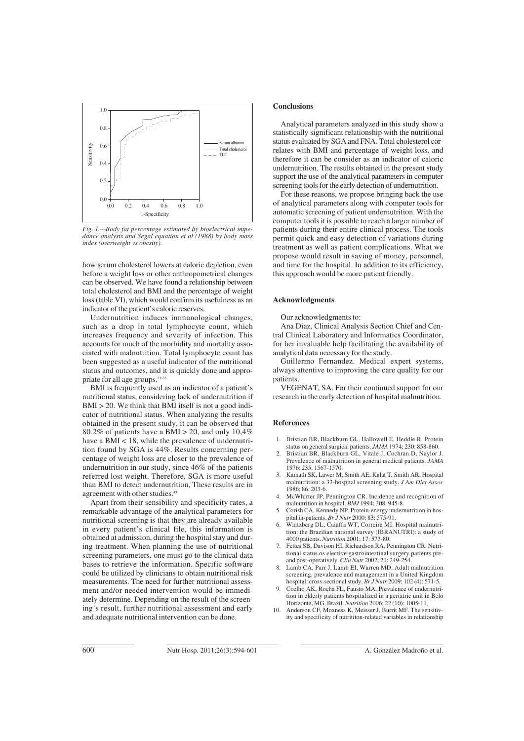Fig. 1.—*Body fat percentage estimated by bioelectrical impedance analysis and Segal equation et al (1988) by body mass index (overweight vs obesity).*

how serum cholesterol lowers at caloric depletion, even before a weight loss or other anthropometrical changes can be observed. We have found a relationship between total cholesterol and BMI and the percentage of weight loss (table VI), which would confirm its usefulness as an indicator of the patient's caloric reserves.

Undernutrition induces immunological changes, such as a drop in total lymphocyte count, which increases frequency and severity of infection. This accounts for much of the morbidity and mortality associated with malnutrition. Total lymphocyte count has been suggested as a useful indicator of the nutritional status and outcomes, and it is quickly done and appropriate for all age groups.[31-33]

BMI is frequently used as an indicator of a patient's nutritional status, considering lack of undernutrition if BMI > 20. We think that BMI itself is not a good indicator of nutritional status. When analyzing the results obtained in the present study, it can be observed that 80.2% of patients have a BMI > 20, and only 10,4% have a BMI < 18, while the prevalence of undernutrition found by SGA is 44%. Results concerning percentage of weight loss are closer to the prevalence of undernutrition in our study, since 46% of the patients referred lost weight. Therefore, SGA is more useful than BMI to detect undernutrition, These results are in agreement with other studies.[43]

Apart from their sensibility and specificity rates, a remarkable advantage of the analytical parameters for nutritional screening is that they are already available in every patient's clinical file, this information is obtained at admission, during the hospital stay and during treatment. When planning the use of nutritional screening parameters, one must go to the clinical data bases to retrieve the information. Specific software could be utilized by clinicians to obtain nutritional risk measurements. The need for further nutritional assessment and/or needed intervention would be immediately determine. Depending on the result of the screening´s result, further nutritional assessment and early and adequate nutritional intervention can be done.

## Conclusions

Analytical parameters analyzed in this study show a statistically significant relationship with the nutritional status evaluated by SGA and FNA. Total cholesterol correlates with BMI and percentage of weight loss, and therefore it can be consider as an indicator of caloric undernutrition. The results obtained in the present study support the use of the analytical parameters in computer screening tools for the early detection of undernutrition.

For these reasons, we propose bringing back the use of analytical parameters along with computer tools for automatic screening of patient undernutrition. With the computer tools it is possible to reach a larger number of patients during their entire clinical process. The tools permit quick and easy detection of variations during treatment as well as patient complications. What we propose would result in saving of money, personnel, and time for the hospital. In addition to its efficiency, this approach would be more patient friendly.

## Acknowledgments

Our acknowledgments to:

Ana Diaz, Clinical Analysis Section Chief and Central Clinical Laboratory and Informatics Coordinator, for her invaluable help facilitating the availability of analytical data necessary for the study.

Guillermo Fernandez. Medical expert systems, always attentive to improving the care quality for our patients.

VEGENAT, SA. For their continued support for our research in the early detection of hospital malnutrition.

## References

1. Bristian BR, Blackburn GL, Hallowell E, Heddle R. Protein status on general surgical patients. *JAMA* 1974; 230: 858-860.
2. Bristian BR, Blackburn GL, Vitale J, Cochran D, Naylor J. Prevalence of malnutrition in general medical patients. *JAMA* 1976; 235: 1567-1570.
3. Kamath SK, Lawer M, Smith AE, Kalat T, Smith AR. Hospital malnutrition: a 33-hospital screening study. *J Am Diet Assoc* 1986; 86: 203-6.
4. McWhirter JP, Pennington CR. Incidence and recognition of malnutrition in hospital. *BMJ* 1994; 308: 945-8.
5. Corish CA, Kennedy NP. Protein-energy undernutrition in hospital in-patients. *Br J Nutr* 2000; 83: 575-91.
6. Waitzberg DL, Caiaffa WT, Correira MI. Hospital malnutrition: the Brazilian national survey (IBRANUTRI): a study of 4000 patients. *Nutrition* 2001; 17: 573-80.
7. Fettes SB, Davison HI, Richardson RA, Pennington CR. Nutritional status os elective gastrointestinal surgery patients pre- and post-operatively. *Clin Nutr* 2002; 21: 249-254.
8. Lamb CA, Parr J, Lamb EI, Warren MD. Adult malnutrition screening, prevalence and management in a United Kingdom hospital: cross-sectional study. *Br J Nutr* 2009; 102 (4): 571-5.
9. Coelho AK, Rocha FL, Fausto MA. Prevalence of undernutrition in elderly patients hospitalized in a geriatric unit in Belo Horizonte, MG, Brazil. *Nutrition* 2006; 22 (10): 1005-11.
10. Anderson CF, Moxness K, Meisser J, Burrit MF. The sensitivity and specificity of nutrititon-related variables in relationship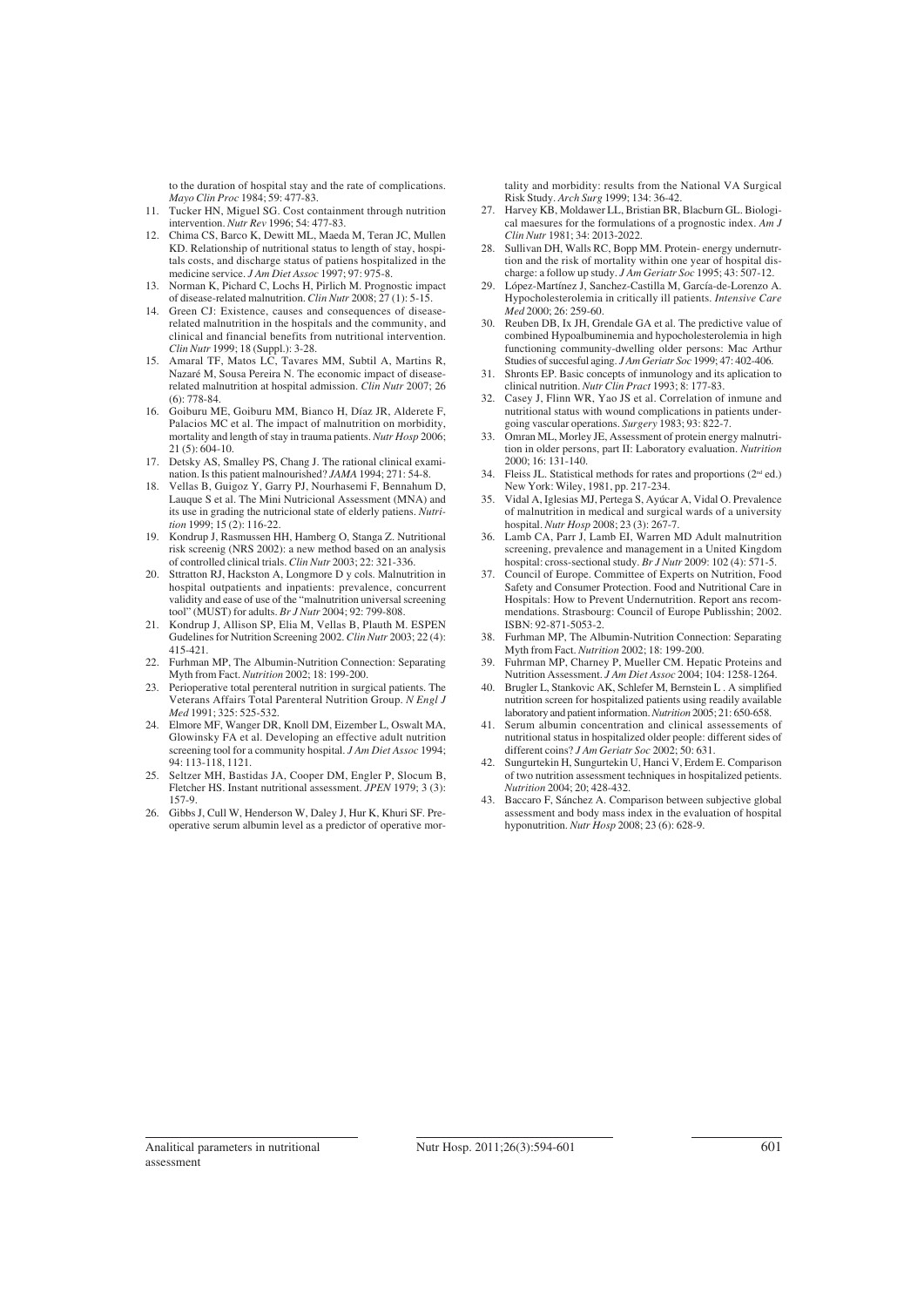to the duration of hospital stay and the rate of complications. *Mayo Clin Proc* 1984; 59: 477-83.

11. Tucker HN, Miguel SG. Cost containment through nutrition intervention. *Nutr Rev* 1996; 54: 477-83.
12. Chima CS, Barco K, Dewitt ML, Maeda M, Teran JC, Mullen KD. Relationship of nutritional status to length of stay, hospitals costs, and discharge status of patiens hospitalized in the medicine service. *J Am Diet Assoc* 1997; 97: 975-8.
13. Norman K, Pichard C, Lochs H, Pirlich M. Prognostic impact of disease-related malnutrition. *Clin Nutr* 2008; 27 (1): 5-15.
14. Green CJ: Existence, causes and consequences of disease-related malnutrition in the hospitals and the community, and clinical and financial benefits from nutritional intervention. *Clin Nutr* 1999; 18 (Suppl.): 3-28.
15. Amaral TF, Matos LC, Tavares MM, Subtil A, Martins R, Nazaré M, Sousa Pereira N. The economic impact of disease-related malnutrition at hospital admission. *Clin Nutr* 2007; 26 (6): 778-84.
16. Goiburu ME, Goiburu MM, Bianco H, Díaz JR, Alderete F, Palacios MC et al. The impact of malnutrition on morbidity, mortality and length of stay in trauma patients. *Nutr Hosp* 2006; 21 (5): 604-10.
17. Detsky AS, Smalley PS, Chang J. The rational clinical examination. Is this patient malnourished? *JAMA* 1994; 271: 54-8.
18. Vellas B, Guigoz Y, Garry PJ, Nourhasemi F, Bennahum D, Lauque S et al. The Mini Nutricional Assessment (MNA) and its use in grading the nutricional state of elderly patiens. *Nutrition* 1999; 15 (2): 116-22.
19. Kondrup J, Rasmussen HH, Hamberg O, Stanga Z. Nutritional risk sceenig (NRS 2002): a new method based on an analysis of controlled clinical trials. *Clin Nutr* 2003; 22: 321-336.
20. Sttratton RJ, Hackston A, Longmore D y cols. Malnutrition in hospital outpatients and inpatients: prevalence, concurrent validity and ease of use of the "malnutrition universal screening tool" (MUST) for adults. *Br J Nutr* 2004; 92: 799-808.
21. Kondrup J, Allison SP, Elia M, Vellas B, Plauth M. ESPEN Gudelines for Nutrition Screening 2002. *Clin Nutr* 2003; 22 (4): 415-421.
22. Furhman MP, The Albumin-Nutrition Connection: Separating Myth from Fact. *Nutrition* 2002; 18: 199-200.
23. Perioperative total perenteral nutrition in surgical patients. The Veterans Affairs Total Parenteral Nutrition Group. *N Engl J Med* 1991; 325: 525-532.
24. Elmore MF, Wanger DR, Knoll DM, Eizember L, Oswalt MA, Glowinsky FA et al. Developing an effective adult nutrition screening tool for a community hospital. *J Am Diet Assoc* 1994; 94: 113-118, 1121.
25. Seltzer MH, Bastidas JA, Cooper DM, Engler P, Slocum B, Fletcher HS. Instant nutritional assessment. *JPEN* 1979; 3 (3): 157-9.
26. Gibbs J, Cull W, Henderson W, Daley J, Hur K, Khuri SF. Preoperative serum albumin level as a predictor of operative mortality and morbidity: results from the National VA Surgical Risk Study. *Arch Surg* 1999; 134: 36-42.
27. Harvey KB, Moldawer LL, Bristian BR, Blacburn GL. Biological maesures for the formulations of a prognostic index. *Am J Clin Nutr* 1981; 34: 2013-2022.
28. Sullivan DH, Walls RC, Bopp MM. Protein- energy undernutrtion and the risk of mortality within one year of hospital discharge: a follow up study. *J Am Geriatr Soc* 1995; 43: 507-12.
29. López-Martínez J, Sanchez-Castilla M, García-de-Lorenzo A. Hypocholesterolemia in critically ill patients. *Intensive Care Med* 2000; 26: 259-60.
30. Reuben DB, Ix JH, Grendale GA et al. The predictive value of combined Hypoalbuminemia and hypocholesterolemia in high functioning community-dwelling older persons: Mac Arthur Studies of succesful aging. *J Am Geriatr Soc* 1999; 47: 402-406.
31. Shronts EP. Basic concepts of inmunology and its aplication to clinical nutrition. *Nutr Clin Pract* 1993; 8: 177-83.
32. Casey J, Flinn WR, Yao JS et al. Correlation of inmune and nutritional status with wound complications in patients undergoing vascular operations. *Surgery* 1983; 93: 822-7.
33. Omran ML, Morley JE, Assessment of protein energy malnutrition in older persons, part II: Laboratory evaluation. *Nutrition* 2000; 16: 131-140.
34. Fleiss JL. Statistical methods for rates and proportions (2nd ed.) New York: Wiley, 1981, pp. 217-234.
35. Vidal A, Iglesias MJ, Pertega S, Ayúcar A, Vidal O. Prevalence of malnutrition in medical and surgical wards of a university hospital. *Nutr Hosp* 2008; 23 (3): 267-7.
36. Lamb CA, Parr J, Lamb EI, Warren MD Adult malnutrition screening, prevalence and management in a United Kingdom hospital: cross-sectional study. *Br J Nutr* 2009: 102 (4): 571-5.
37. Council of Europe. Committee of Experts on Nutrition, Food Safety and Consumer Protection. Food and Nutritional Care in Hospitals: How to Prevent Undernutrition. Report ans recommendations. Strasbourg: Council of Europe Publisshin; 2002. ISBN: 92-871-5053-2.
38. Furhman MP, The Albumin-Nutrition Connection: Separating Myth from Fact. *Nutrition* 2002; 18: 199-200.
39. Fuhrman MP, Charney P, Mueller CM. Hepatic Proteins and Nutrition Assessment. *J Am Diet Assoc* 2004; 104: 1258-1264.
40. Brugler L, Stankovic AK, Schlefer M, Bernstein L . A simplified nutrition screen for hospitalized patients using readily available laboratory and patient information. *Nutrition* 2005; 21: 650-658.
41. Serum albumin concentration and clinical assessements of nutritional status in hospitalized older people: different sides of different coins? *J Am Geriatr Soc* 2002; 50: 631.
42. Sungurtekin H, Sungurtekin U, Hanci V, Erdem E. Comparison of two nutrition assessment techniques in hospitalized petients. *Nutrition* 2004; 20; 428-432.
43. Baccaro F, Sánchez A. Comparison between subjective global assessment and body mass index in the evaluation of hospital hyponutrition. *Nutr Hosp* 2008; 23 (6): 628-9.